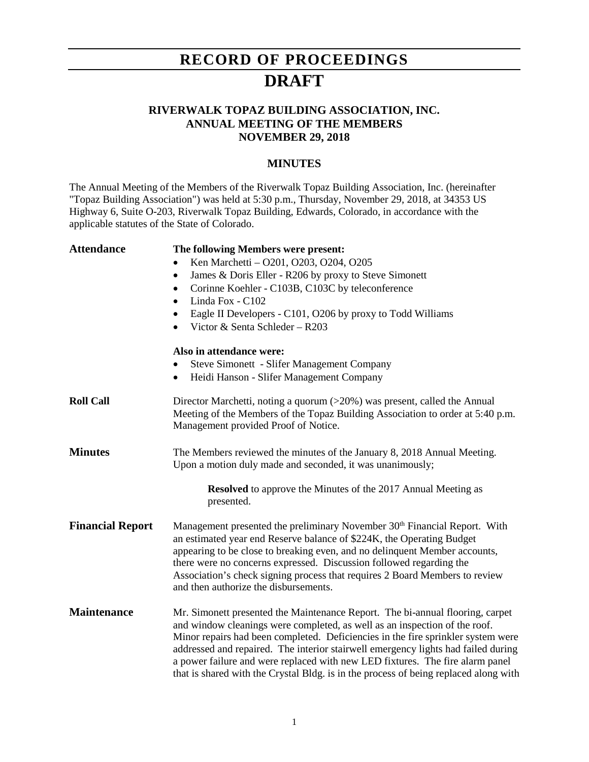# RECORD OF PROCEEDINGS

# DRAFT

## RIVERWALK TOPAZ BUILDING ASSOCIATION, INC.
## ANNUAL MEETING OF THE MEMBERS
## NOVEMBER 29, 2018

### MINUTES

The Annual Meeting of the Members of the Riverwalk Topaz Building Association, Inc. (hereinafter "Topaz Building Association") was held at 5:30 p.m., Thursday, November 29, 2018, at 34353 US Highway 6, Suite O-203, Riverwalk Topaz Building, Edwards, Colorado, in accordance with the applicable statutes of the State of Colorado.

**Attendance**

**The following Members were present:**

- Ken Marchetti – O201, O203, O204, O205
- James & Doris Eller - R206 by proxy to Steve Simonett
- Corinne Koehler - C103B, C103C by teleconference
- Linda Fox - C102
- Eagle II Developers - C101, O206 by proxy to Todd Williams
- Victor & Senta Schleder – R203

**Also in attendance were:**

- Steve Simonett - Slifer Management Company
- Heidi Hanson - Slifer Management Company

**Roll Call**

Director Marchetti, noting a quorum (>20%) was present, called the Annual Meeting of the Members of the Topaz Building Association to order at 5:40 p.m. Management provided Proof of Notice.

**Minutes**

The Members reviewed the minutes of the January 8, 2018 Annual Meeting. Upon a motion duly made and seconded, it was unanimously;

> **Resolved** to approve the Minutes of the 2017 Annual Meeting as presented.

**Financial Report**

Management presented the preliminary November 30th Financial Report. With an estimated year end Reserve balance of $224K, the Operating Budget appearing to be close to breaking even, and no delinquent Member accounts, there were no concerns expressed. Discussion followed regarding the Association's check signing process that requires 2 Board Members to review and then authorize the disbursements.

**Maintenance**

Mr. Simonett presented the Maintenance Report. The bi-annual flooring, carpet and window cleanings were completed, as well as an inspection of the roof. Minor repairs had been completed. Deficiencies in the fire sprinkler system were addressed and repaired. The interior stairwell emergency lights had failed during a power failure and were replaced with new LED fixtures. The fire alarm panel that is shared with the Crystal Bldg. is in the process of being replaced along with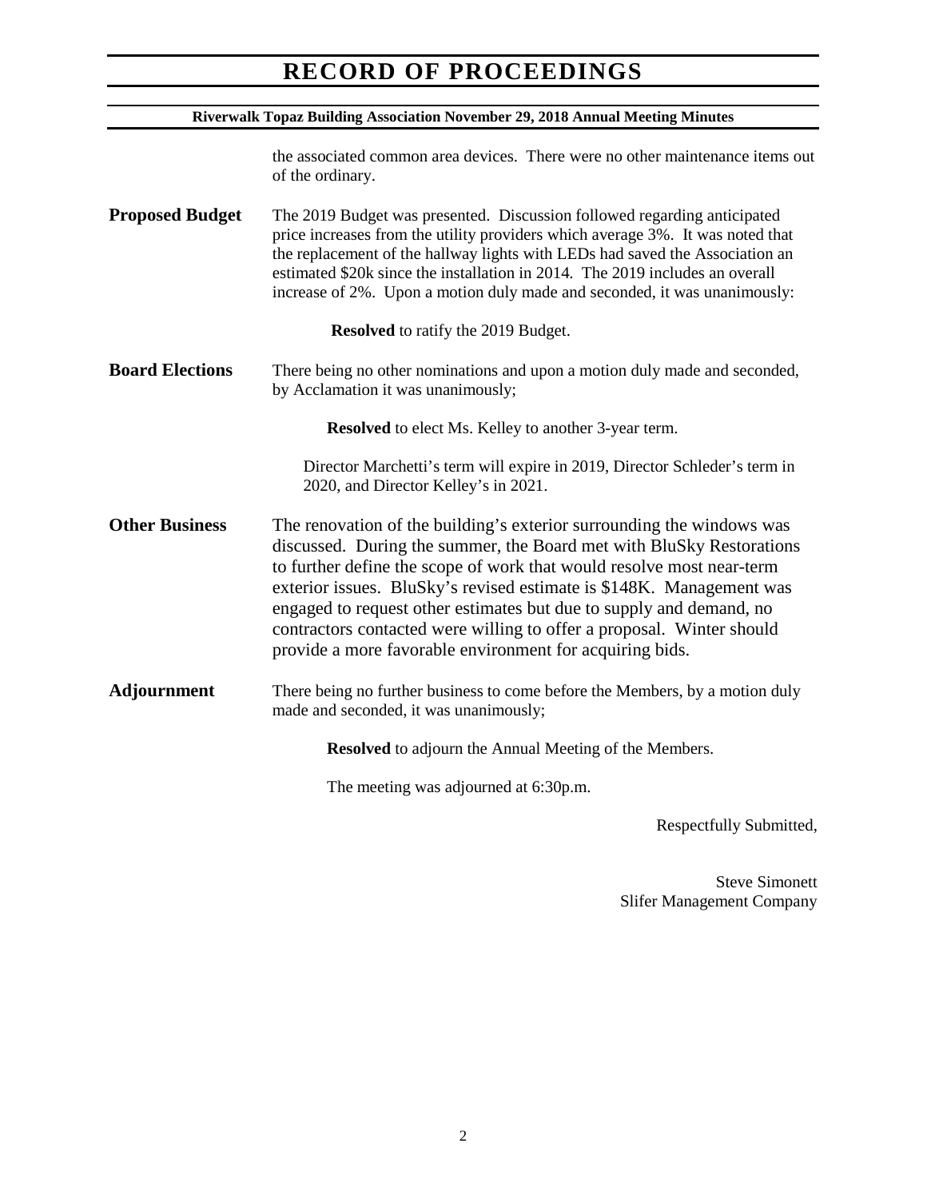the associated common area devices. There were no other maintenance items out of the ordinary.

**Proposed Budget**

The 2019 Budget was presented. Discussion followed regarding anticipated price increases from the utility providers which average 3%. It was noted that the replacement of the hallway lights with LEDs had saved the Association an estimated $20k since the installation in 2014. The 2019 includes an overall increase of 2%. Upon a motion duly made and seconded, it was unanimously:

**Resolved** to ratify the 2019 Budget.

**Board Elections**

There being no other nominations and upon a motion duly made and seconded, by Acclamation it was unanimously;

**Resolved** to elect Ms. Kelley to another 3-year term.

Director Marchetti's term will expire in 2019, Director Schleder's term in 2020, and Director Kelley's in 2021.

**Other Business**

The renovation of the building's exterior surrounding the windows was discussed. During the summer, the Board met with BluSky Restorations to further define the scope of work that would resolve most near-term exterior issues. BluSky's revised estimate is $148K. Management was engaged to request other estimates but due to supply and demand, no contractors contacted were willing to offer a proposal. Winter should provide a more favorable environment for acquiring bids.

**Adjournment**

There being no further business to come before the Members, by a motion duly made and seconded, it was unanimously;

**Resolved** to adjourn the Annual Meeting of the Members.

The meeting was adjourned at 6:30p.m.

Respectfully Submitted,

Steve Simonett
Slifer Management Company